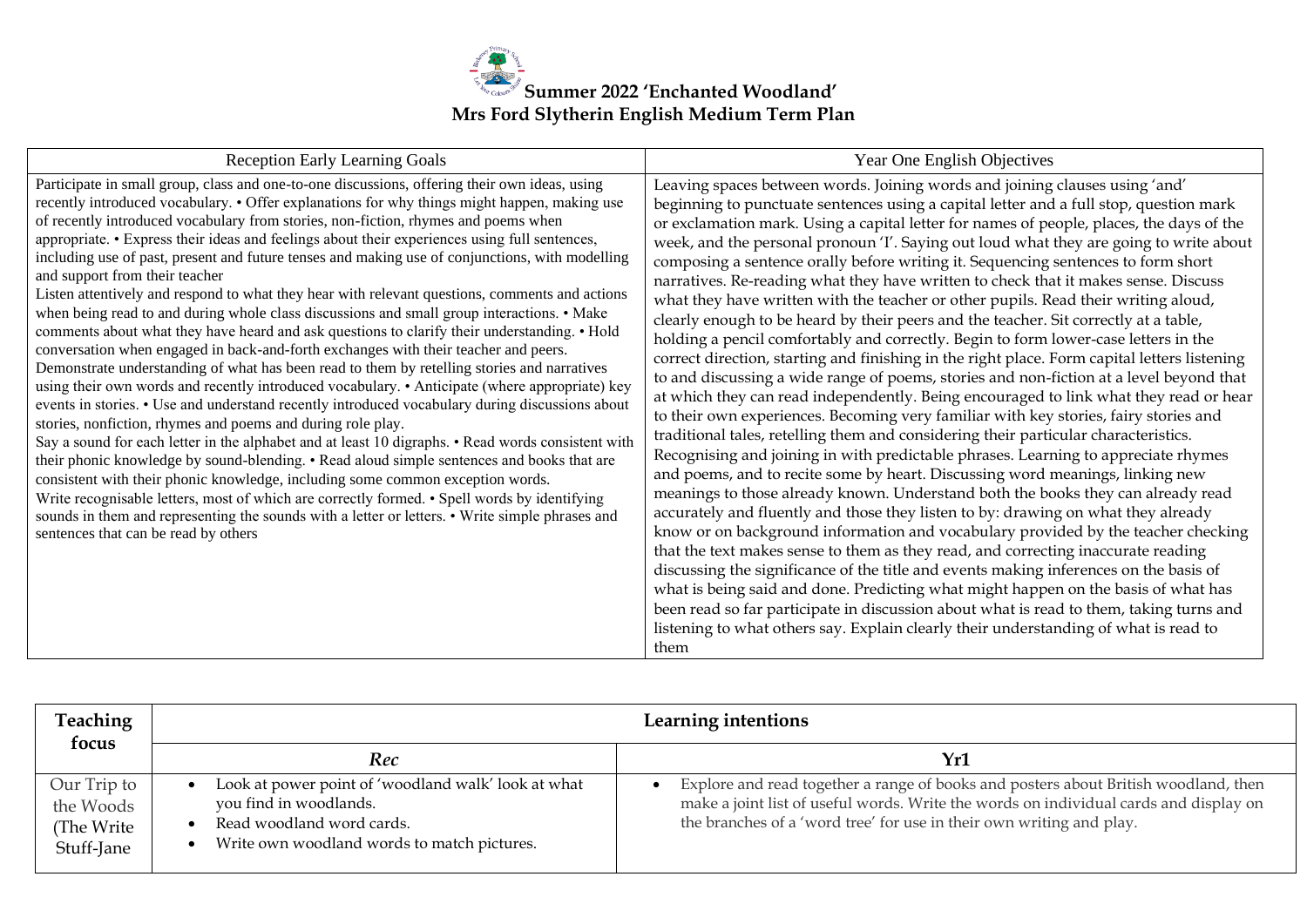# Summer 2022 'Enchanted Woodland'
## Mrs Ford Slytherin English Medium Term Plan

| Reception Early Learning Goals | Year One English Objectives |
|---|---|
| Participate in small group, class and one-to-one discussions, offering their own ideas, using recently introduced vocabulary. • Offer explanations for why things might happen, making use of recently introduced vocabulary from stories, non-fiction, rhymes and poems when appropriate. • Express their ideas and feelings about their experiences using full sentences, including use of past, present and future tenses and making use of conjunctions, with modelling and support from their teacher<br>Listen attentively and respond to what they hear with relevant questions, comments and actions when being read to and during whole class discussions and small group interactions. • Make comments about what they have heard and ask questions to clarify their understanding. • Hold conversation when engaged in back-and-forth exchanges with their teacher and peers.<br>Demonstrate understanding of what has been read to them by retelling stories and narratives using their own words and recently introduced vocabulary. • Anticipate (where appropriate) key events in stories. • Use and understand recently introduced vocabulary during discussions about stories, nonfiction, rhymes and poems and during role play.<br>Say a sound for each letter in the alphabet and at least 10 digraphs. • Read words consistent with their phonic knowledge by sound-blending. • Read aloud simple sentences and books that are consistent with their phonic knowledge, including some common exception words.<br>Write recognisable letters, most of which are correctly formed. • Spell words by identifying sounds in them and representing the sounds with a letter or letters. • Write simple phrases and sentences that can be read by others | Leaving spaces between words. Joining words and joining clauses using 'and' beginning to punctuate sentences using a capital letter and a full stop, question mark or exclamation mark. Using a capital letter for names of people, places, the days of the week, and the personal pronoun 'I'. Saying out loud what they are going to write about composing a sentence orally before writing it. Sequencing sentences to form short narratives. Re-reading what they have written to check that it makes sense. Discuss what they have written with the teacher or other pupils. Read their writing aloud, clearly enough to be heard by their peers and the teacher. Sit correctly at a table, holding a pencil comfortably and correctly. Begin to form lower-case letters in the correct direction, starting and finishing in the right place. Form capital letters listening to and discussing a wide range of poems, stories and non-fiction at a level beyond that at which they can read independently. Being encouraged to link what they read or hear to their own experiences. Becoming very familiar with key stories, fairy stories and traditional tales, retelling them and considering their particular characteristics. Recognising and joining in with predictable phrases. Learning to appreciate rhymes and poems, and to recite some by heart. Discussing word meanings, linking new meanings to those already known. Understand both the books they can already read accurately and fluently and those they listen to by: drawing on what they already know or on background information and vocabulary provided by the teacher checking that the text makes sense to them as they read, and correcting inaccurate reading discussing the significance of the title and events making inferences on the basis of what is being said and done. Predicting what might happen on the basis of what has been read so far participate in discussion about what is read to them, taking turns and listening to what others say. Explain clearly their understanding of what is read to them |

| **Teaching focus** | **Learning intentions** | |
|---|---|---|
| | ***Rec*** | **Yr1** |
| Our Trip to the Woods (The Write Stuff-Jane | • Look at power point of 'woodland walk' look at what you find in woodlands.<br>• Read woodland word cards.<br>• Write own woodland words to match pictures. | • Explore and read together a range of books and posters about British woodland, then make a joint list of useful words. Write the words on individual cards and display on the branches of a 'word tree' for use in their own writing and play. |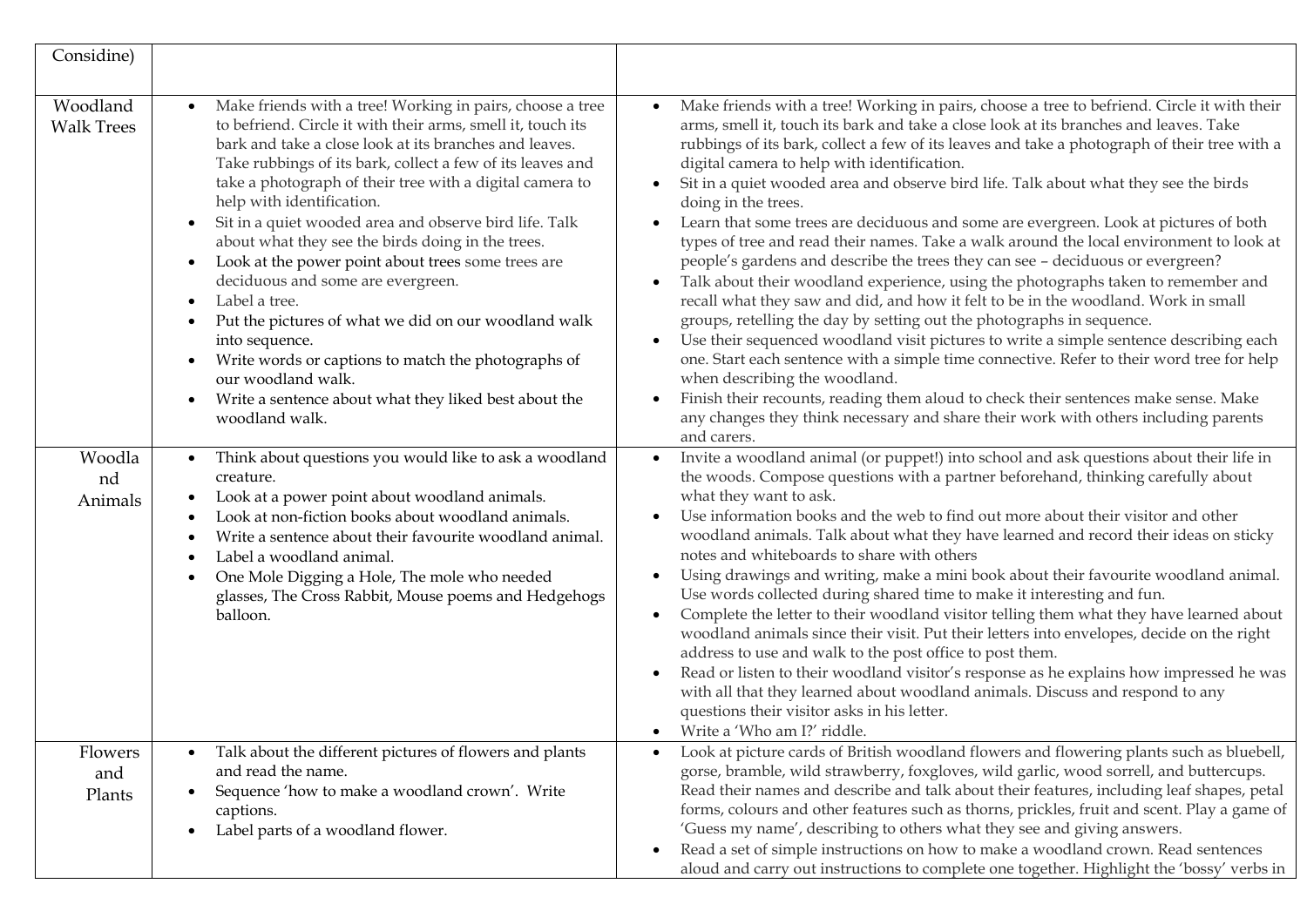| | | |
|---|---|---|
| Considine) | | |
| Woodland Walk Trees | • Make friends with a tree! Working in pairs, choose a tree to befriend. Circle it with their arms, smell it, touch its bark and take a close look at its branches and leaves. Take rubbings of its bark, collect a few of its leaves and take a photograph of their tree with a digital camera to help with identification.<br>• Sit in a quiet wooded area and observe bird life. Talk about what they see the birds doing in the trees.<br>• Look at the power point about trees some trees are deciduous and some are evergreen.<br>• Label a tree.<br>• Put the pictures of what we did on our woodland walk into sequence.<br>• Write words or captions to match the photographs of our woodland walk.<br>• Write a sentence about what they liked best about the woodland walk. | • Make friends with a tree! Working in pairs, choose a tree to befriend. Circle it with their arms, smell it, touch its bark and take a close look at its branches and leaves. Take rubbings of its bark, collect a few of its leaves and take a photograph of their tree with a digital camera to help with identification.<br>• Sit in a quiet wooded area and observe bird life. Talk about what they see the birds doing in the trees.<br>• Learn that some trees are deciduous and some are evergreen. Look at pictures of both types of tree and read their names. Take a walk around the local environment to look at people's gardens and describe the trees they can see – deciduous or evergreen?<br>• Talk about their woodland experience, using the photographs taken to remember and recall what they saw and did, and how it felt to be in the woodland. Work in small groups, retelling the day by setting out the photographs in sequence.<br>• Use their sequenced woodland visit pictures to write a simple sentence describing each one. Start each sentence with a simple time connective. Refer to their word tree for help when describing the woodland.<br>• Finish their recounts, reading them aloud to check their sentences make sense. Make any changes they think necessary and share their work with others including parents and carers. |
| Woodland Animals | • Think about questions you would like to ask a woodland creature.<br>• Look at a power point about woodland animals.<br>• Look at non-fiction books about woodland animals.<br>• Write a sentence about their favourite woodland animal.<br>• Label a woodland animal.<br>• One Mole Digging a Hole, The mole who needed glasses, The Cross Rabbit, Mouse poems and Hedgehogs balloon. | • Invite a woodland animal (or puppet!) into school and ask questions about their life in the woods. Compose questions with a partner beforehand, thinking carefully about what they want to ask.<br>• Use information books and the web to find out more about their visitor and other woodland animals. Talk about what they have learned and record their ideas on sticky notes and whiteboards to share with others<br>• Using drawings and writing, make a mini book about their favourite woodland animal. Use words collected during shared time to make it interesting and fun.<br>• Complete the letter to their woodland visitor telling them what they have learned about woodland animals since their visit. Put their letters into envelopes, decide on the right address to use and walk to the post office to post them.<br>• Read or listen to their woodland visitor's response as he explains how impressed he was with all that they learned about woodland animals. Discuss and respond to any questions their visitor asks in his letter.<br>• Write a 'Who am I?' riddle. |
| Flowers and Plants | • Talk about the different pictures of flowers and plants and read the name.<br>• Sequence 'how to make a woodland crown'. Write captions.<br>• Label parts of a woodland flower. | • Look at picture cards of British woodland flowers and flowering plants such as bluebell, gorse, bramble, wild strawberry, foxgloves, wild garlic, wood sorrell, and buttercups. Read their names and describe and talk about their features, including leaf shapes, petal forms, colours and other features such as thorns, prickles, fruit and scent. Play a game of 'Guess my name', describing to others what they see and giving answers.<br>• Read a set of simple instructions on how to make a woodland crown. Read sentences aloud and carry out instructions to complete one together. Highlight the 'bossy' verbs in |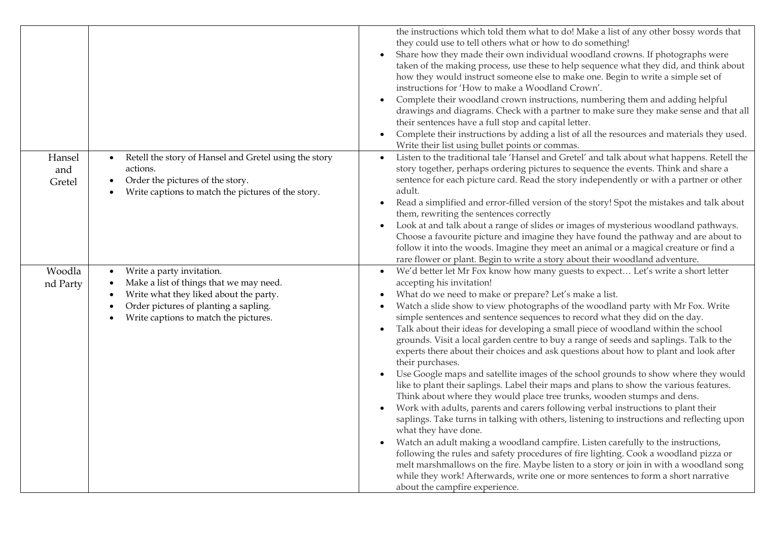| | | |
|---|---|---|
| | | the instructions which told them what to do! Make a list of any other bossy words that they could use to tell others what or how to do something!<br>• Share how they made their own individual woodland crowns. If photographs were taken of the making process, use these to help sequence what they did, and think about how they would instruct someone else to make one. Begin to write a simple set of instructions for 'How to make a Woodland Crown'.<br>• Complete their woodland crown instructions, numbering them and adding helpful drawings and diagrams. Check with a partner to make sure they make sense and that all their sentences have a full stop and capital letter.<br>• Complete their instructions by adding a list of all the resources and materials they used. Write their list using bullet points or commas. |
| Hansel and Gretel | • Retell the story of Hansel and Gretel using the story actions.<br>• Order the pictures of the story.<br>• Write captions to match the pictures of the story. | • Listen to the traditional tale 'Hansel and Gretel' and talk about what happens. Retell the story together, perhaps ordering pictures to sequence the events. Think and share a sentence for each picture card. Read the story independently or with a partner or other adult.<br>• Read a simplified and error-filled version of the story! Spot the mistakes and talk about them, rewriting the sentences correctly<br>• Look at and talk about a range of slides or images of mysterious woodland pathways. Choose a favourite picture and imagine they have found the pathway and are about to follow it into the woods. Imagine they meet an animal or a magical creature or find a rare flower or plant. Begin to write a story about their woodland adventure. |
| Woodland Party | • Write a party invitation.<br>• Make a list of things that we may need.<br>• Write what they liked about the party.<br>• Order pictures of planting a sapling.<br>• Write captions to match the pictures. | • We'd better let Mr Fox know how many guests to expect… Let's write a short letter accepting his invitation!<br>• What do we need to make or prepare? Let's make a list.<br>• Watch a slide show to view photographs of the woodland party with Mr Fox. Write simple sentences and sentence sequences to record what they did on the day.<br>• Talk about their ideas for developing a small piece of woodland within the school grounds. Visit a local garden centre to buy a range of seeds and saplings. Talk to the experts there about their choices and ask questions about how to plant and look after their purchases.<br>• Use Google maps and satellite images of the school grounds to show where they would like to plant their saplings. Label their maps and plans to show the various features. Think about where they would place tree trunks, wooden stumps and dens.<br>• Work with adults, parents and carers following verbal instructions to plant their saplings. Take turns in talking with others, listening to instructions and reflecting upon what they have done.<br>• Watch an adult making a woodland campfire. Listen carefully to the instructions, following the rules and safety procedures of fire lighting. Cook a woodland pizza or melt marshmallows on the fire. Maybe listen to a story or join in with a woodland song while they work! Afterwards, write one or more sentences to form a short narrative about the campfire experience. |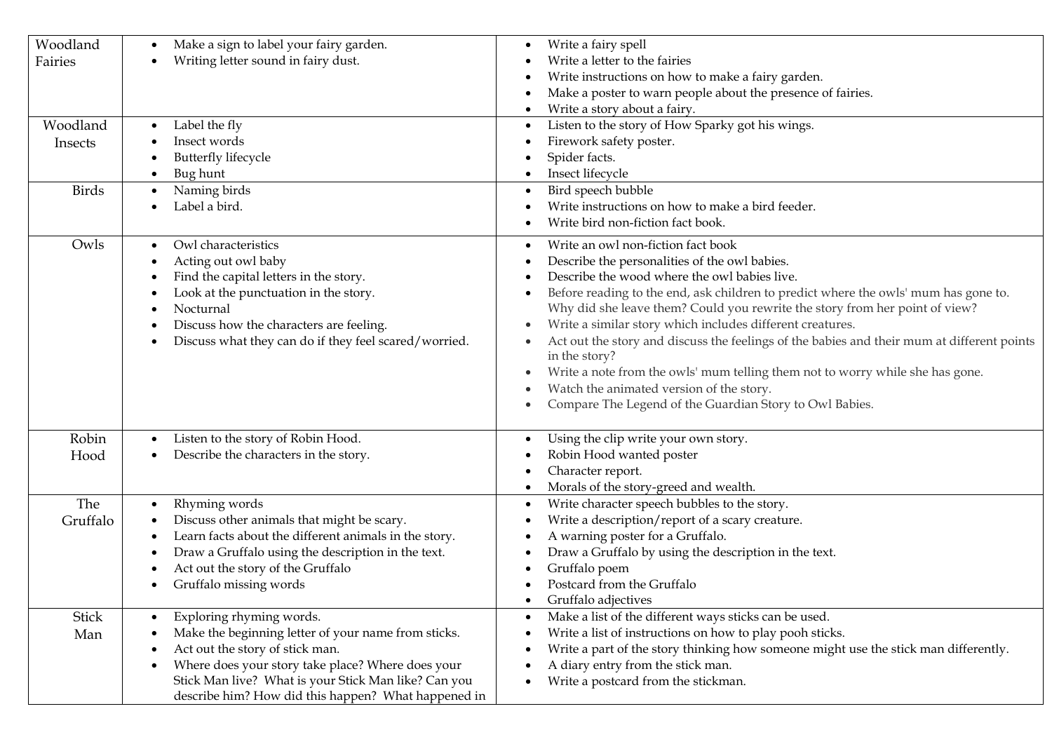| | | |
|---|---|---|
| Woodland Fairies | • Make a sign to label your fairy garden.<br>• Writing letter sound in fairy dust. | • Write a fairy spell<br>• Write a letter to the fairies<br>• Write instructions on how to make a fairy garden.<br>• Make a poster to warn people about the presence of fairies.<br>• Write a story about a fairy. |
| Woodland Insects | • Label the fly<br>• Insect words<br>• Butterfly lifecycle<br>• Bug hunt | • Listen to the story of How Sparky got his wings.<br>• Firework safety poster.<br>• Spider facts.<br>• Insect lifecycle |
| Birds | • Naming birds<br>• Label a bird. | • Bird speech bubble<br>• Write instructions on how to make a bird feeder.<br>• Write bird non-fiction fact book. |
| Owls | • Owl characteristics<br>• Acting out owl baby<br>• Find the capital letters in the story.<br>• Look at the punctuation in the story.<br>• Nocturnal<br>• Discuss how the characters are feeling.<br>• Discuss what they can do if they feel scared/worried. | • Write an owl non-fiction fact book<br>• Describe the personalities of the owl babies.<br>• Describe the wood where the owl babies live.<br>• Before reading to the end, ask children to predict where the owls' mum has gone to. Why did she leave them? Could you rewrite the story from her point of view?<br>• Write a similar story which includes different creatures.<br>• Act out the story and discuss the feelings of the babies and their mum at different points in the story?<br>• Write a note from the owls' mum telling them not to worry while she has gone.<br>• Watch the animated version of the story.<br>• Compare The Legend of the Guardian Story to Owl Babies. |
| Robin Hood | • Listen to the story of Robin Hood.<br>• Describe the characters in the story. | • Using the clip write your own story.<br>• Robin Hood wanted poster<br>• Character report.<br>• Morals of the story-greed and wealth. |
| The Gruffalo | • Rhyming words<br>• Discuss other animals that might be scary.<br>• Learn facts about the different animals in the story.<br>• Draw a Gruffalo using the description in the text.<br>• Act out the story of the Gruffalo<br>• Gruffalo missing words | • Write character speech bubbles to the story.<br>• Write a description/report of a scary creature.<br>• A warning poster for a Gruffalo.<br>• Draw a Gruffalo by using the description in the text.<br>• Gruffalo poem<br>• Postcard from the Gruffalo<br>• Gruffalo adjectives |
| Stick Man | • Exploring rhyming words.<br>• Make the beginning letter of your name from sticks.<br>• Act out the story of stick man.<br>• Where does your story take place? Where does your Stick Man live? What is your Stick Man like? Can you describe him? How did this happen? What happened in | • Make a list of the different ways sticks can be used.<br>• Write a list of instructions on how to play pooh sticks.<br>• Write a part of the story thinking how someone might use the stick man differently.<br>• A diary entry from the stick man.<br>• Write a postcard from the stickman. |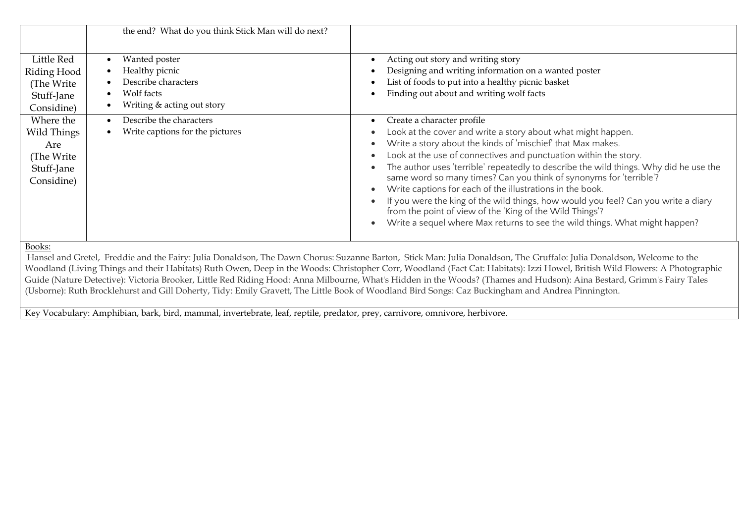| | | |
|---|---|---|
| | the end? What do you think Stick Man will do next? | |
| Little Red Riding Hood (The Write Stuff-Jane Considine) | • Wanted poster<br>• Healthy picnic<br>• Describe characters<br>• Wolf facts<br>• Writing & acting out story | • Acting out story and writing story<br>• Designing and writing information on a wanted poster<br>• List of foods to put into a healthy picnic basket<br>• Finding out about and writing wolf facts |
| Where the Wild Things Are (The Write Stuff-Jane Considine) | • Describe the characters<br>• Write captions for the pictures | • Create a character profile<br>• Look at the cover and write a story about what might happen.<br>• Write a story about the kinds of 'mischief' that Max makes.<br>• Look at the use of connectives and punctuation within the story.<br>• The author uses 'terrible' repeatedly to describe the wild things. Why did he use the same word so many times? Can you think of synonyms for 'terrible'?<br>• Write captions for each of the illustrations in the book.<br>• If you were the king of the wild things, how would you feel? Can you write a diary from the point of view of the 'King of the Wild Things'?<br>• Write a sequel where Max returns to see the wild things. What might happen? |

Books:

Hansel and Gretel, Freddie and the Fairy: Julia Donaldson, The Dawn Chorus: Suzanne Barton, Stick Man: Julia Donaldson, The Gruffalo: Julia Donaldson, Welcome to the Woodland (Living Things and their Habitats) Ruth Owen, Deep in the Woods: Christopher Corr, Woodland (Fact Cat: Habitats): Izzi Howel, British Wild Flowers: A Photographic Guide (Nature Detective): Victoria Brooker, Little Red Riding Hood: Anna Milbourne, What's Hidden in the Woods? (Thames and Hudson): Aina Bestard, Grimm's Fairy Tales (Usborne): Ruth Brocklehurst and Gill Doherty, Tidy: Emily Gravett, The Little Book of Woodland Bird Songs: Caz Buckingham and Andrea Pinnington.

Key Vocabulary: Amphibian, bark, bird, mammal, invertebrate, leaf, reptile, predator, prey, carnivore, omnivore, herbivore.